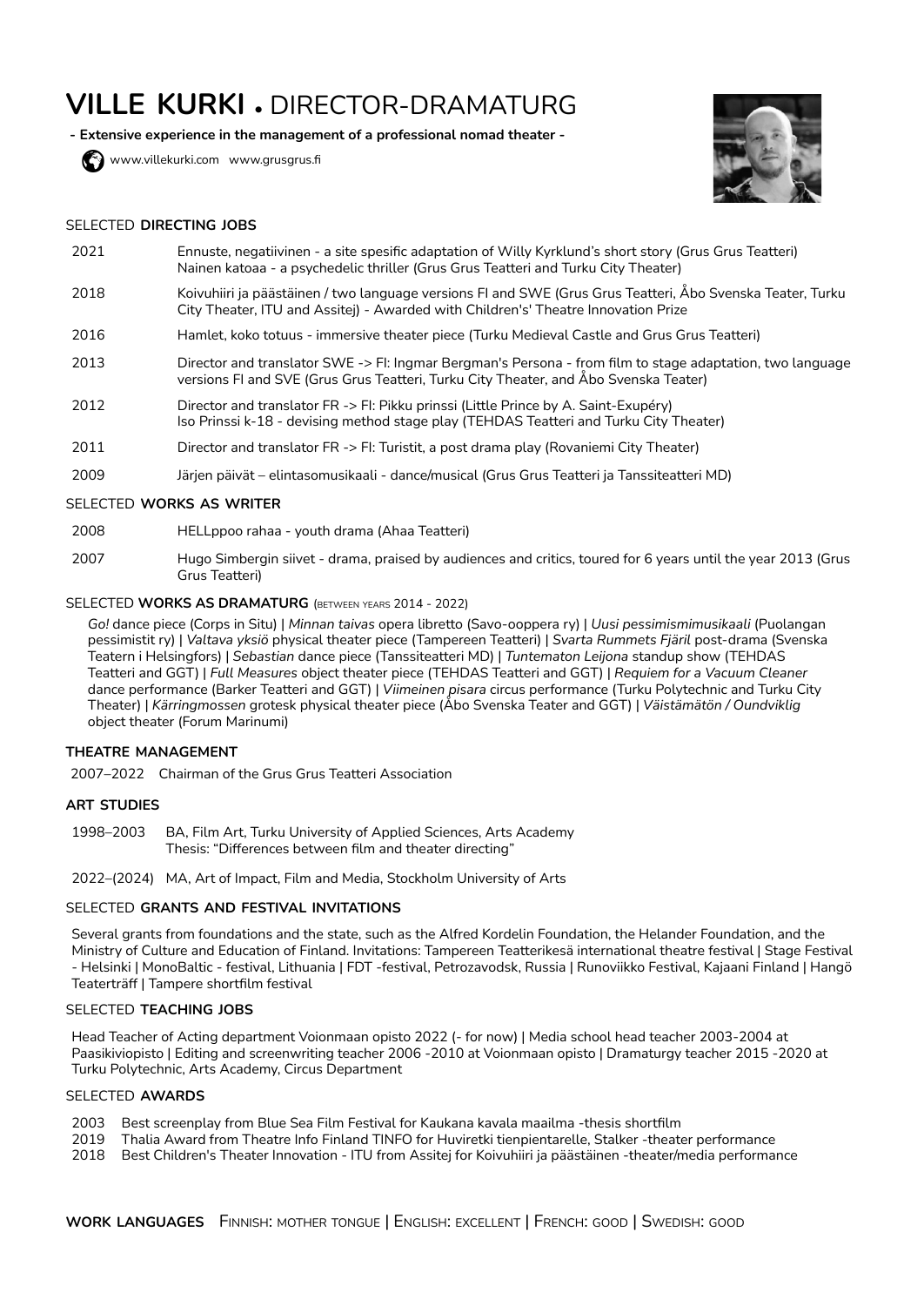# VILLE KURKI • DIRECTOR-DRAMATURG

**- Extensive experience in the management of a professional nomad theater -**

www.villekurki.com www.grusgrus.fi

## SELECTED **DIRECTING JOBS**

| | |
|---|---|
| 2021 | Ennuste, negatiivinen - a site spesific adaptation of Willy Kyrklund's short story (Grus Grus Teatteri)<br>Nainen katoaa - a psychedelic thriller (Grus Grus Teatteri and Turku City Theater) |
| 2018 | Koivuhiiri ja päästäinen / two language versions FI and SWE (Grus Grus Teatteri, Åbo Svenska Teater, Turku City Theater, ITU and Assitej) - Awarded with Children's' Theatre Innovation Prize |
| 2016 | Hamlet, koko totuus - immersive theater piece (Turku Medieval Castle and Grus Grus Teatteri) |
| 2013 | Director and translator SWE -> FI: Ingmar Bergman's Persona - from film to stage adaptation, two language versions FI and SVE (Grus Grus Teatteri, Turku City Theater, and Åbo Svenska Teater) |
| 2012 | Director and translator FR -> FI: Pikku prinssi (Little Prince by A. Saint-Exupéry)<br>Iso Prinssi k-18 - devising method stage play (TEHDAS Teatteri and Turku City Theater) |
| 2011 | Director and translator FR -> FI: Turistit, a post drama play (Rovaniemi City Theater) |
| 2009 | Järjen päivät – elintasomusikaali - dance/musical (Grus Grus Teatteri ja Tanssiteatteri MD) |

## SELECTED **WORKS AS WRITER**

| | |
|---|---|
| 2008 | HELLppoo rahaa - youth drama (Ahaa Teatteri) |
| 2007 | Hugo Simbergin siivet - drama, praised by audiences and critics, toured for 6 years until the year 2013 (Grus Grus Teatteri) |

## SELECTED **WORKS AS DRAMATURG** (BETWEEN YEARS 2014 - 2022)

*Go!* dance piece (Corps in Situ) | *Minnan taivas* opera libretto (Savo-ooppera ry) | *Uusi pessimismimusikaali* (Puolangan pessimistit ry) | *Valtava yksiö* physical theater piece (Tampereen Teatteri) | *Svarta Rummets Fjäril* post-drama (Svenska Teatern i Helsingfors) | *Sebastian* dance piece (Tanssiteatteri MD) | *Tuntematon Leijona* standup show (TEHDAS Teatteri and GGT) | *Full Measures* object theater piece (TEHDAS Teatteri and GGT) | *Requiem for a Vacuum Cleaner* dance performance (Barker Teatteri and GGT) | *Viimeinen pisara* circus performance (Turku Polytechnic and Turku City Theater) | *Kärringmossen* grotesk physical theater piece (Åbo Svenska Teater and GGT) | *Väistämätön / Oundviklig* object theater (Forum Marinumi)

## **THEATRE MANAGEMENT**

2007–2022 Chairman of the Grus Grus Teatteri Association

## **ART STUDIES**

| | |
|---|---|
| 1998–2003 | BA, Film Art, Turku University of Applied Sciences, Arts Academy<br>Thesis: "Differences between film and theater directing" |
| 2022–(2024) | MA, Art of Impact, Film and Media, Stockholm University of Arts |

## SELECTED **GRANTS AND FESTIVAL INVITATIONS**

Several grants from foundations and the state, such as the Alfred Kordelin Foundation, the Helander Foundation, and the Ministry of Culture and Education of Finland. Invitations: Tampereen Teatterikesä international theatre festival | Stage Festival - Helsinki | MonoBaltic - festival, Lithuania | FDT -festival, Petrozavodsk, Russia | Runoviikko Festival, Kajaani Finland | Hangö Teaterträff | Tampere shortfilm festival

## SELECTED **TEACHING JOBS**

Head Teacher of Acting department Voionmaan opisto 2022 (- for now) | Media school head teacher 2003-2004 at Paasikiviopisto | Editing and screenwriting teacher 2006 -2010 at Voionmaan opisto | Dramaturgy teacher 2015 -2020 at Turku Polytechnic, Arts Academy, Circus Department

## SELECTED **AWARDS**

| | |
|---|---|
| 2003 | Best screenplay from Blue Sea Film Festival for Kaukana kavala maailma -thesis shortfilm |
| 2019 | Thalia Award from Theatre Info Finland TINFO for Huviretki tienpientarelle, Stalker -theater performance |
| 2018 | Best Children's Theater Innovation - ITU from Assitej for Koivuhiiri ja päästäinen -theater/media performance |

**WORK LANGUAGES** FINNISH: MOTHER TONGUE | ENGLISH: EXCELLENT | FRENCH: GOOD | SWEDISH: GOOD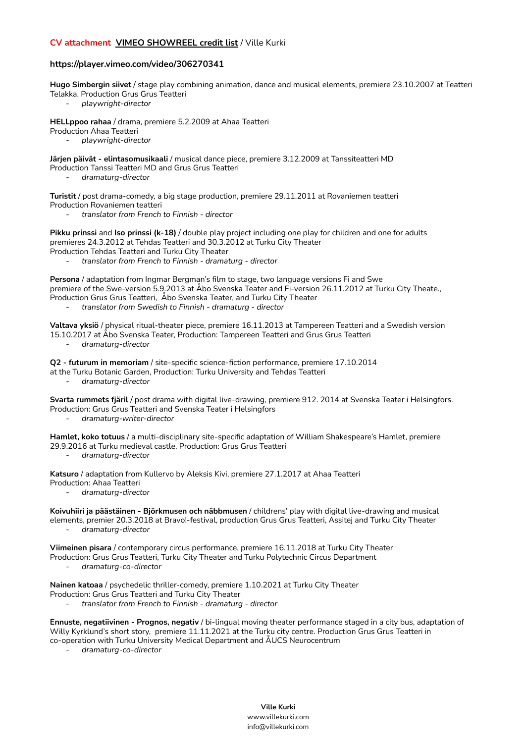**CV attachment** **VIMEO SHOWREEL credit list** / Ville Kurki

**https://player.vimeo.com/video/306270341**

**Hugo Simbergin siivet** / stage play combining animation, dance and musical elements, premiere 23.10.2007 at Teatteri Telakka. Production Grus Grus Teatteri

- *playwright-director*

**HELLppoo rahaa** / drama, premiere 5.2.2009 at Ahaa Teatteri
Production Ahaa Teatteri

- *playwright-director*

**Järjen päivät - elintasomusikaali** / musical dance piece, premiere 3.12.2009 at Tanssiteatteri MD
Production Tanssi Teatteri MD and Grus Grus Teatteri

- *dramaturg-director*

**Turistit** / post drama-comedy, a big stage production, premiere 29.11.2011 at Rovaniemen teatteri
Production Rovaniemen teatteri

- *translator from French to Finnish - director*

**Pikku prinssi** and **Iso prinssi (k-18)** / double play project including one play for children and one for adults
premieres 24.3.2012 at Tehdas Teatteri and 30.3.2012 at Turku City Theater
Production Tehdas Teatteri and Turku City Theater

- *translator from French to Finnish - dramaturg - director*

**Persona** / adaptation from Ingmar Bergman's film to stage, two language versions Fi and Swe
premiere of the Swe-version 5.9.2013 at Åbo Svenska Teater and Fi-version 26.11.2012 at Turku City Theate.,
Production Grus Grus Teatteri, Åbo Svenska Teater, and Turku City Theater

- *translator from Swedish to Finnish - dramaturg - director*

**Valtava yksiö** / physical ritual-theater piece, premiere 16.11.2013 at Tampereen Teatteri and a Swedish version 15.10.2017 at Åbo Svenska Teater, Production: Tampereen Teatteri and Grus Grus Teatteri

- *dramaturg-director*

**Q2 - futurum in memoriam** / site-specific science-fiction performance, premiere 17.10.2014
at the Turku Botanic Garden, Production: Turku University and Tehdas Teatteri

- *dramaturg-director*

**Svarta rummets fjäril** / post drama with digital live-drawing, premiere 912. 2014 at Svenska Teater i Helsingfors.
Production: Grus Grus Teatteri and Svenska Teater i Helsingfors

- *dramaturg-writer-director*

**Hamlet, koko totuus** / a multi-disciplinary site-specific adaptation of William Shakespeare's Hamlet, premiere 29.9.2016 at Turku medieval castle. Production: Grus Grus Teatteri

- *dramaturg-director*

**Katsuro** / adaptation from Kullervo by Aleksis Kivi, premiere 27.1.2017 at Ahaa Teatteri
Production: Ahaa Teatteri

- *dramaturg-director*

**Koivuhiiri ja päästäinen - Björkmusen och näbbmusen** / childrens' play with digital live-drawing and musical elements, premier 20.3.2018 at Bravo!-festival, production Grus Grus Teatteri, Assitej and Turku City Theater

- *dramaturg-director*

**Viimeinen pisara** / contemporary circus performance, premiere 16.11.2018 at Turku City Theater
Production: Grus Grus Teatteri, Turku City Theater and Turku Polytechnic Circus Department

- *dramaturg-co-director*

**Nainen katoaa** / psychedelic thriller-comedy, premiere 1.10.2021 at Turku City Theater
Production: Grus Grus Teatteri and Turku City Theater

- *translator from French to Finnish - dramaturg - director*

**Ennuste, negatiivinen - Prognos, negativ** / bi-lingual moving theater performance staged in a city bus, adaptation of Willy Kyrklund's short story, premiere 11.11.2021 at the Turku city centre. Production Grus Grus Teatteri in co-operation with Turku University Medical Department and ÅUCS Neurocentrum

- *dramaturg-co-director*

**Ville Kurki**
www.villekurki.com
info@villekurki.com